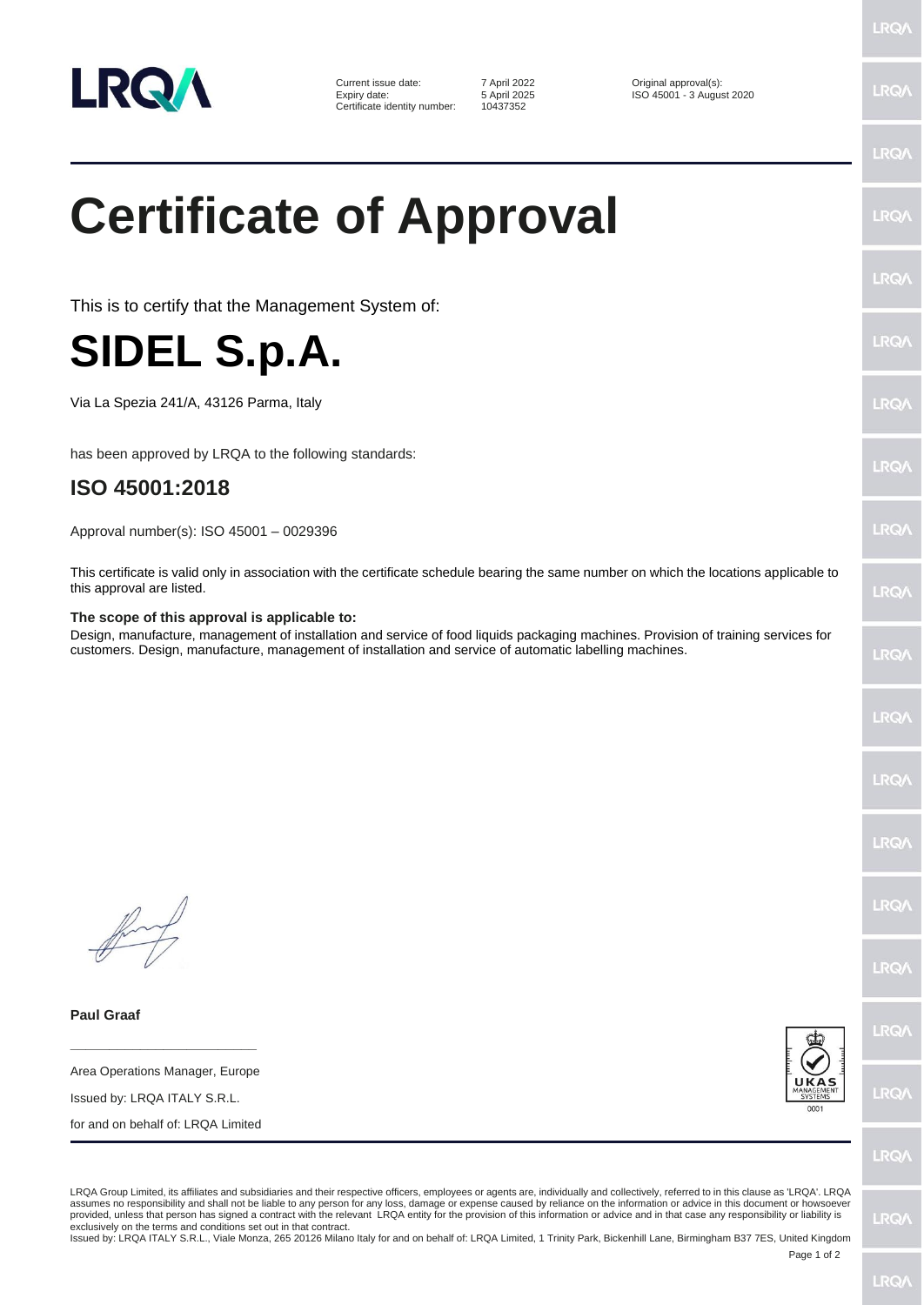| Current issue date: | 7 April 2022 | Original approval(s): |
| --- | --- | --- |
| Expiry date: | 5 April 2025 | ISO 45001 - 3 August 2020 |
| Certificate identity number: | 10437352 | |

# Certificate of Approval

This is to certify that the Management System of:

# SIDEL S.p.A.

Via La Spezia 241/A, 43126 Parma, Italy

has been approved by LRQA to the following standards:

## ISO 45001:2018

Approval number(s): ISO 45001 – 0029396

This certificate is valid only in association with the certificate schedule bearing the same number on which the locations applicable to this approval are listed.

**The scope of this approval is applicable to:**
Design, manufacture, management of installation and service of food liquids packaging machines. Provision of training services for customers. Design, manufacture, management of installation and service of automatic labelling machines.

**Paul Graaf**

Area Operations Manager, Europe

Issued by: LRQA ITALY S.R.L.

for and on behalf of: LRQA Limited

LRQA Group Limited, its affiliates and subsidiaries and their respective officers, employees or agents are, individually and collectively, referred to in this clause as 'LRQA'. LRQA assumes no responsibility and shall not be liable to any person for any loss, damage or expense caused by reliance on the information or advice in this document or howsoever provided, unless that person has signed a contract with the relevant LRQA entity for the provision of this information or advice and in that case any responsibility or liability is exclusively on the terms and conditions set out in that contract.
Issued by: LRQA ITALY S.R.L., Viale Monza, 265 20126 Milano Italy for and on behalf of: LRQA Limited, 1 Trinity Park, Bickenhill Lane, Birmingham B37 7ES, United Kingdom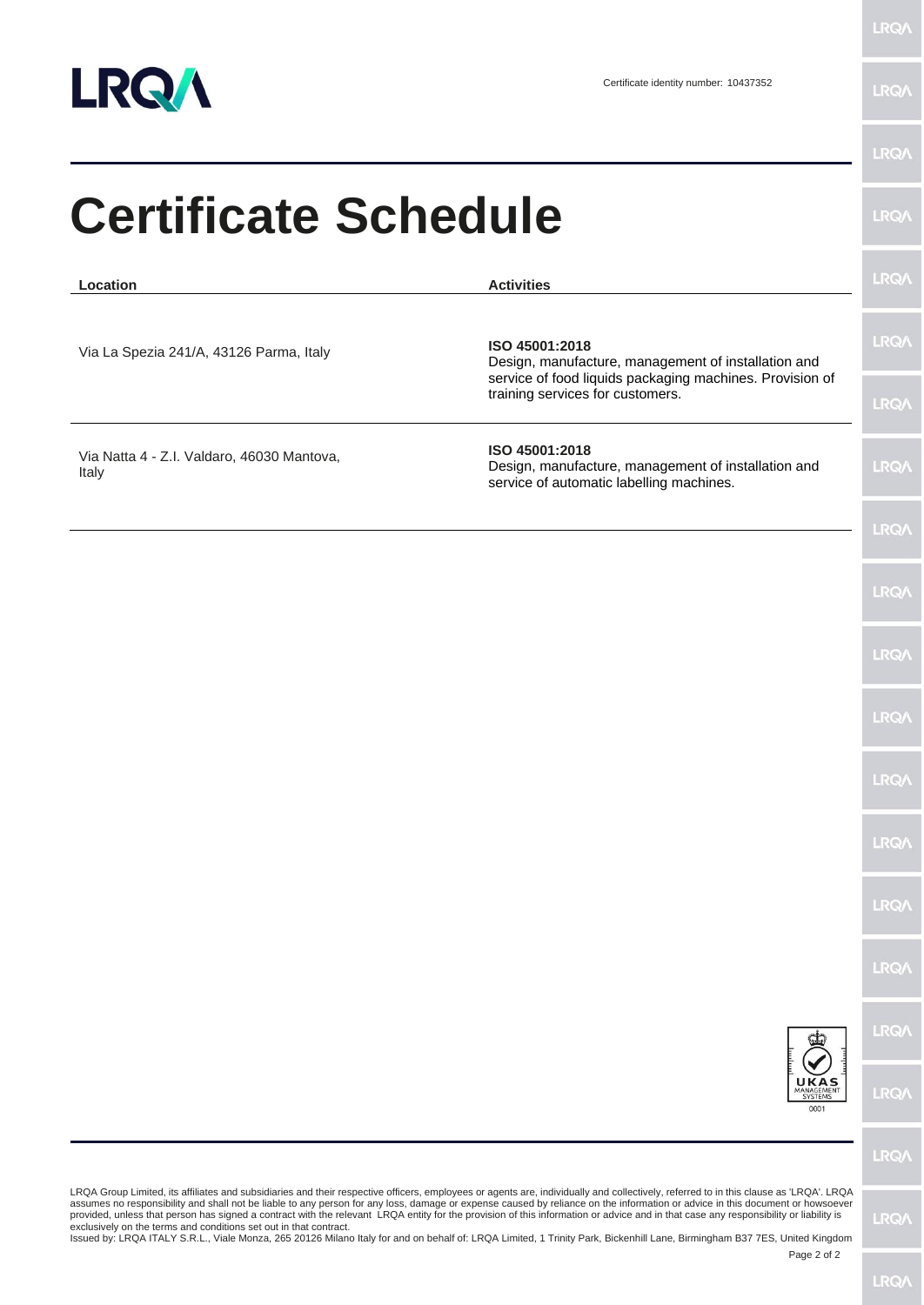Certificate identity number: 10437352

# Certificate Schedule

| Location | Activities |
|---|---|
| Via La Spezia 241/A, 43126 Parma, Italy | **ISO 45001:2018**<br>Design, manufacture, management of installation and service of food liquids packaging machines. Provision of training services for customers. |
| Via Natta 4 - Z.I. Valdaro, 46030 Mantova, Italy | **ISO 45001:2018**<br>Design, manufacture, management of installation and service of automatic labelling machines. |

UKAS MANAGEMENT SYSTEMS 0001

LRQA Group Limited, its affiliates and subsidiaries and their respective officers, employees or agents are, individually and collectively, referred to in this clause as 'LRQA'. LRQA assumes no responsibility and shall not be liable to any person for any loss, damage or expense caused by reliance on the information or advice in this document or howsoever provided, unless that person has signed a contract with the relevant LRQA entity for the provision of this information or advice and in that case any responsibility or liability is exclusively on the terms and conditions set out in that contract.
Issued by: LRQA ITALY S.R.L., Viale Monza, 265 20126 Milano Italy for and on behalf of: LRQA Limited, 1 Trinity Park, Bickenhill Lane, Birmingham B37 7ES, United Kingdom